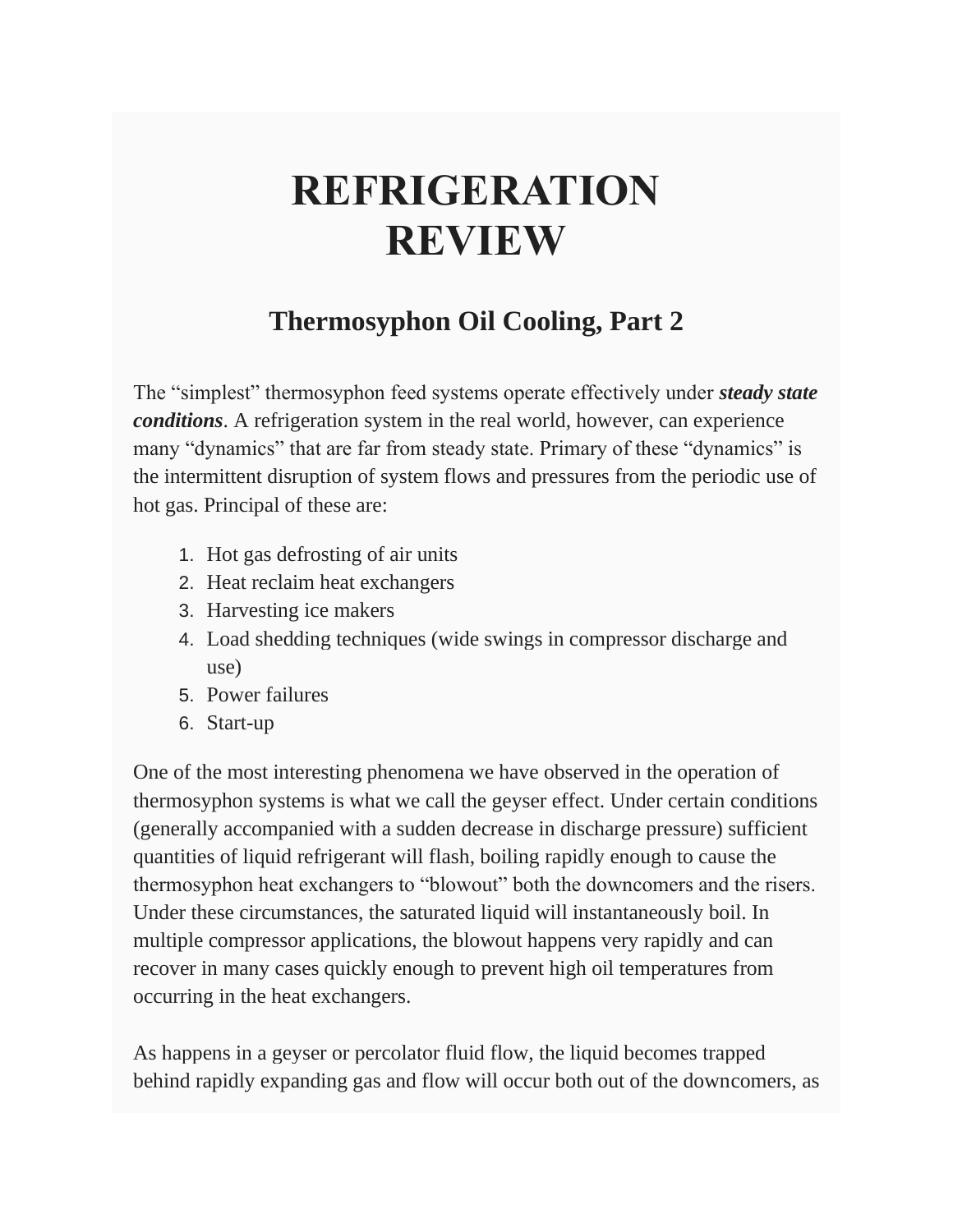# REFRIGERATION REVIEW

## Thermosyphon Oil Cooling, Part 2

The “simplest” thermosyphon feed systems operate effectively under ***steady state conditions***. A refrigeration system in the real world, however, can experience many “dynamics” that are far from steady state. Primary of these “dynamics” is the intermittent disruption of system flows and pressures from the periodic use of hot gas. Principal of these are:

1. Hot gas defrosting of air units
2. Heat reclaim heat exchangers
3. Harvesting ice makers
4. Load shedding techniques (wide swings in compressor discharge and use)
5. Power failures
6. Start-up

One of the most interesting phenomena we have observed in the operation of thermosyphon systems is what we call the geyser effect. Under certain conditions (generally accompanied with a sudden decrease in discharge pressure) sufficient quantities of liquid refrigerant will flash, boiling rapidly enough to cause the thermosyphon heat exchangers to “blowout” both the downcomers and the risers. Under these circumstances, the saturated liquid will instantaneously boil. In multiple compressor applications, the blowout happens very rapidly and can recover in many cases quickly enough to prevent high oil temperatures from occurring in the heat exchangers.

As happens in a geyser or percolator fluid flow, the liquid becomes trapped behind rapidly expanding gas and flow will occur both out of the downcomers, as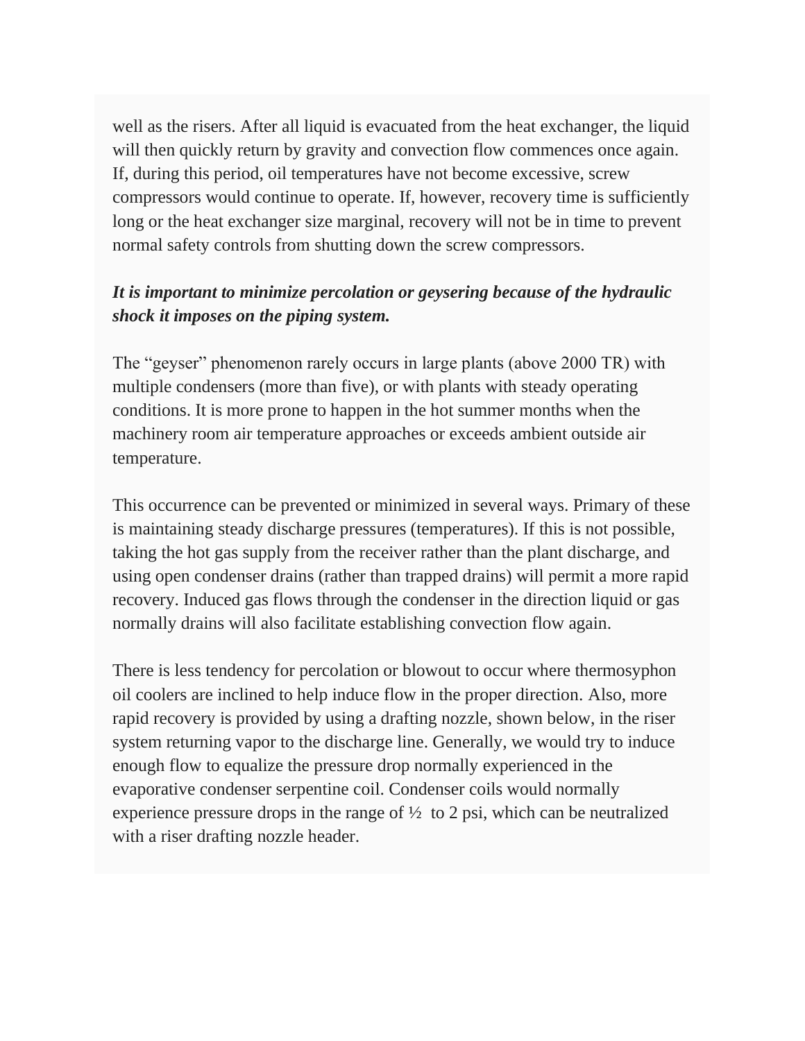well as the risers. After all liquid is evacuated from the heat exchanger, the liquid will then quickly return by gravity and convection flow commences once again. If, during this period, oil temperatures have not become excessive, screw compressors would continue to operate. If, however, recovery time is sufficiently long or the heat exchanger size marginal, recovery will not be in time to prevent normal safety controls from shutting down the screw compressors.

***It is important to minimize percolation or geysering because of the hydraulic shock it imposes on the piping system.***

The "geyser" phenomenon rarely occurs in large plants (above 2000 TR) with multiple condensers (more than five), or with plants with steady operating conditions. It is more prone to happen in the hot summer months when the machinery room air temperature approaches or exceeds ambient outside air temperature.

This occurrence can be prevented or minimized in several ways. Primary of these is maintaining steady discharge pressures (temperatures). If this is not possible, taking the hot gas supply from the receiver rather than the plant discharge, and using open condenser drains (rather than trapped drains) will permit a more rapid recovery. Induced gas flows through the condenser in the direction liquid or gas normally drains will also facilitate establishing convection flow again.

There is less tendency for percolation or blowout to occur where thermosyphon oil coolers are inclined to help induce flow in the proper direction. Also, more rapid recovery is provided by using a drafting nozzle, shown below, in the riser system returning vapor to the discharge line. Generally, we would try to induce enough flow to equalize the pressure drop normally experienced in the evaporative condenser serpentine coil. Condenser coils would normally experience pressure drops in the range of ½ to 2 psi, which can be neutralized with a riser drafting nozzle header.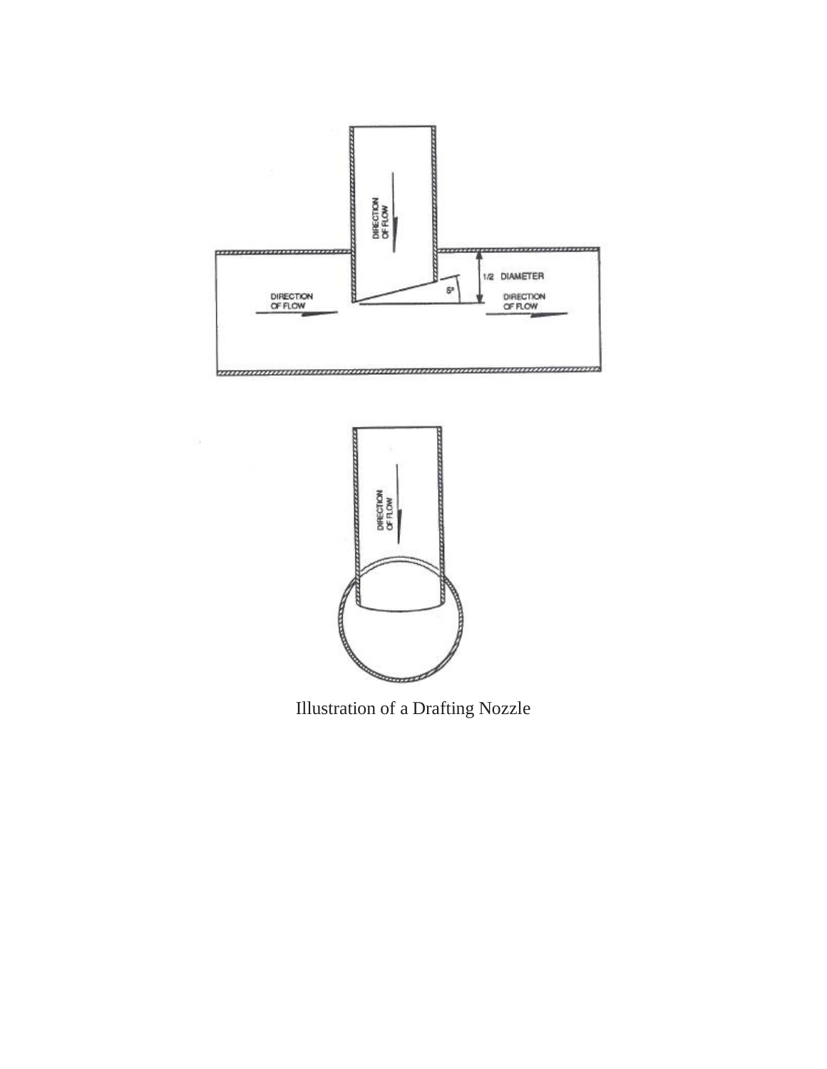DIRECTION OF FLOW

1/2 DIAMETER

5°

DIRECTION OF FLOW

DIRECTION OF FLOW

DIRECTION OF FLOW

Illustration of a Drafting Nozzle